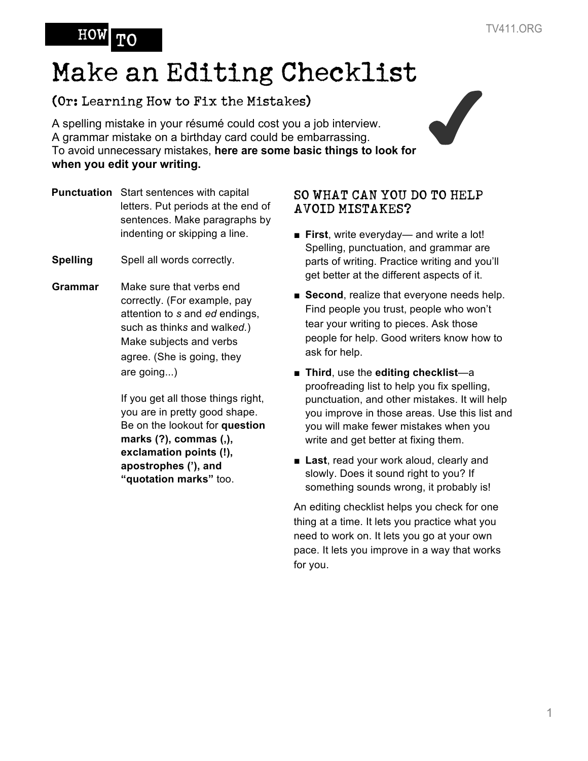HOW TO

# Make an Editing Checklist

## (Or: Learning How to Fix the Mistakes)

A spelling mistake in your résumé could cost you a job interview.
A grammar mistake on a birthday card could be embarrassing.
To avoid unnecessary mistakes, **here are some basic things to look for when you edit your writing.**

**Punctuation** Start sentences with capital letters. Put periods at the end of sentences. Make paragraphs by indenting or skipping a line.

**Spelling** Spell all words correctly.

**Grammar** Make sure that verbs end correctly. (For example, pay attention to *s* and *ed* endings, such as think*s* and walk*ed.*) Make subjects and verbs agree. (She is going, they are going...)

If you get all those things right, you are in pretty good shape. Be on the lookout for **question marks (?), commas (,), exclamation points (!), apostrophes ('), and "quotation marks"** too.

### SO WHAT CAN YOU DO TO HELP AVOID MISTAKES?

- **First**, write everyday— and write a lot! Spelling, punctuation, and grammar are parts of writing. Practice writing and you'll get better at the different aspects of it.
- **Second**, realize that everyone needs help. Find people you trust, people who won't tear your writing to pieces. Ask those people for help. Good writers know how to ask for help.
- **Third**, use the **editing checklist**—a proofreading list to help you fix spelling, punctuation, and other mistakes. It will help you improve in those areas. Use this list and you will make fewer mistakes when you write and get better at fixing them.
- **Last**, read your work aloud, clearly and slowly. Does it sound right to you? If something sounds wrong, it probably is!

An editing checklist helps you check for one thing at a time. It lets you practice what you need to work on. It lets you go at your own pace. It lets you improve in a way that works for you.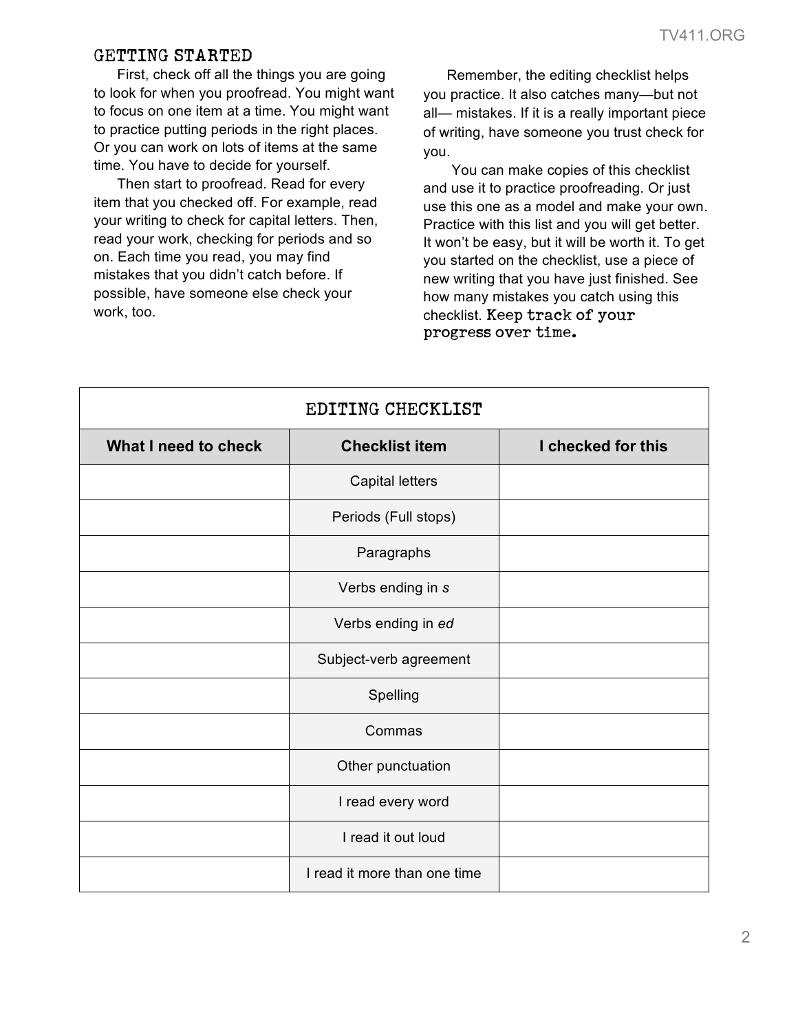## GETTING STARTED

First, check off all the things you are going to look for when you proofread. You might want to focus on one item at a time. You might want to practice putting periods in the right places. Or you can work on lots of items at the same time. You have to decide for yourself.

Then start to proofread. Read for every item that you checked off. For example, read your writing to check for capital letters. Then, read your work, checking for periods and so on. Each time you read, you may find mistakes that you didn't catch before. If possible, have someone else check your work, too.

Remember, the editing checklist helps you practice. It also catches many—but not all— mistakes. If it is a really important piece of writing, have someone you trust check for you.

You can make copies of this checklist and use it to practice proofreading. Or just use this one as a model and make your own. Practice with this list and you will get better. It won't be easy, but it will be worth it. To get you started on the checklist, use a piece of new writing that you have just finished. See how many mistakes you catch using this checklist. Keep track of your progress over time.

| EDITING CHECKLIST | | |
|---|---|---|
| **What I need to check** | **Checklist item** | **I checked for this** |
| | Capital letters | |
| | Periods (Full stops) | |
| | Paragraphs | |
| | Verbs ending in *s* | |
| | Verbs ending in *ed* | |
| | Subject-verb agreement | |
| | Spelling | |
| | Commas | |
| | Other punctuation | |
| | I read every word | |
| | I read it out loud | |
| | I read it more than one time | |